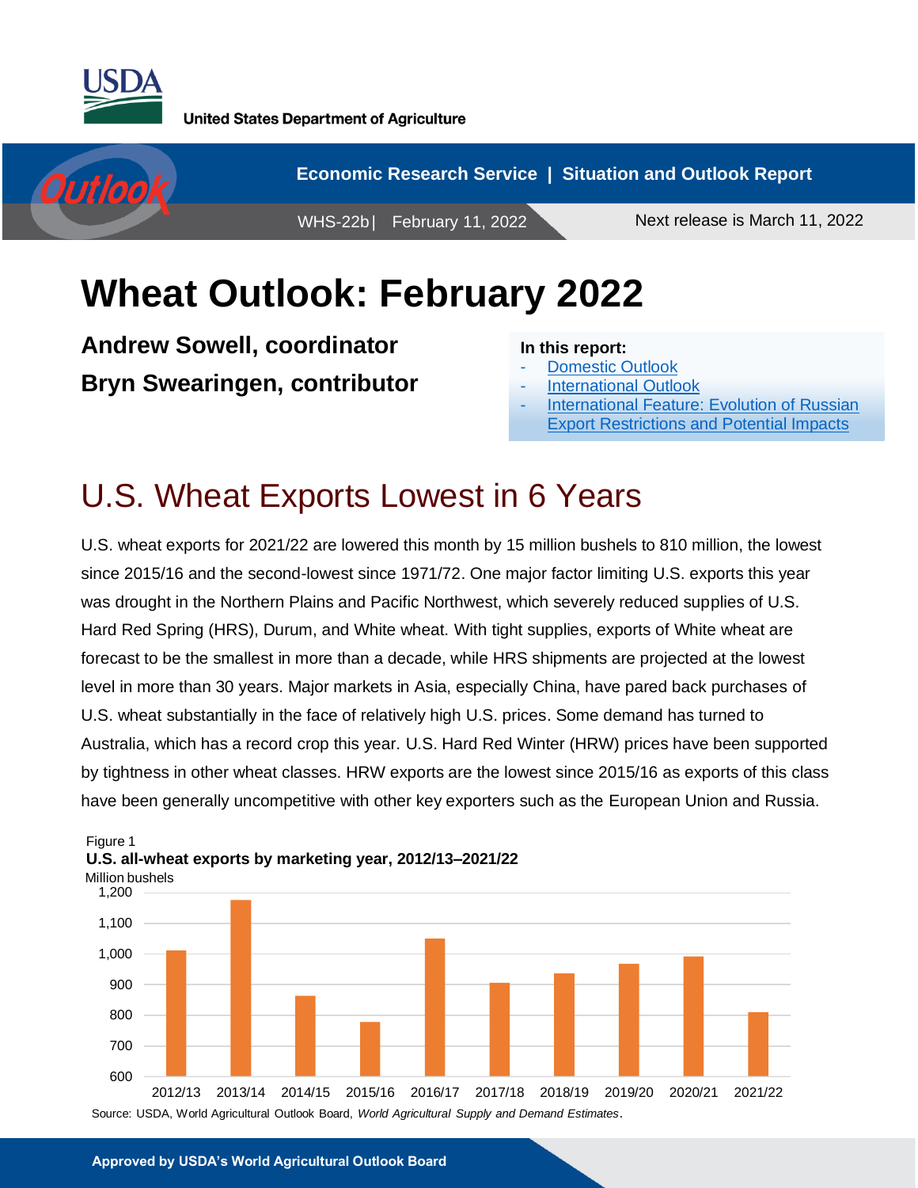United States Department of Agriculture

Economic Research Service | Situation and Outlook Report

WHS-22b | February 11, 2022

Next release is March 11, 2022

# Wheat Outlook: February 2022

**Andrew Sowell, coordinator**

**Bryn Swearingen, contributor**

**In this report:**

- Domestic Outlook
- International Outlook
- International Feature: Evolution of Russian Export Restrictions and Potential Impacts

## U.S. Wheat Exports Lowest in 6 Years

U.S. wheat exports for 2021/22 are lowered this month by 15 million bushels to 810 million, the lowest since 2015/16 and the second-lowest since 1971/72. One major factor limiting U.S. exports this year was drought in the Northern Plains and Pacific Northwest, which severely reduced supplies of U.S. Hard Red Spring (HRS), Durum, and White wheat. With tight supplies, exports of White wheat are forecast to be the smallest in more than a decade, while HRS shipments are projected at the lowest level in more than 30 years. Major markets in Asia, especially China, have pared back purchases of U.S. wheat substantially in the face of relatively high U.S. prices. Some demand has turned to Australia, which has a record crop this year. U.S. Hard Red Winter (HRW) prices have been supported by tightness in other wheat classes. HRW exports are the lowest since 2015/16 as exports of this class have been generally uncompetitive with other key exporters such as the European Union and Russia.

Figure 1

**U.S. all-wheat exports by marketing year, 2012/13–2021/22**

Million bushels

| Marketing year | Exports (million bushels, approx.) |
|---|---|
| 2012/13 | 1,012 |
| 2013/14 | 1,176 |
| 2014/15 | 864 |
| 2015/16 | 778 |
| 2016/17 | 1,051 |
| 2017/18 | 906 |
| 2018/19 | 937 |
| 2019/20 | 969 |
| 2020/21 | 992 |
| 2021/22 | 810 |

Source: USDA, World Agricultural Outlook Board, *World Agricultural Supply and Demand Estimates*.

Approved by USDA's World Agricultural Outlook Board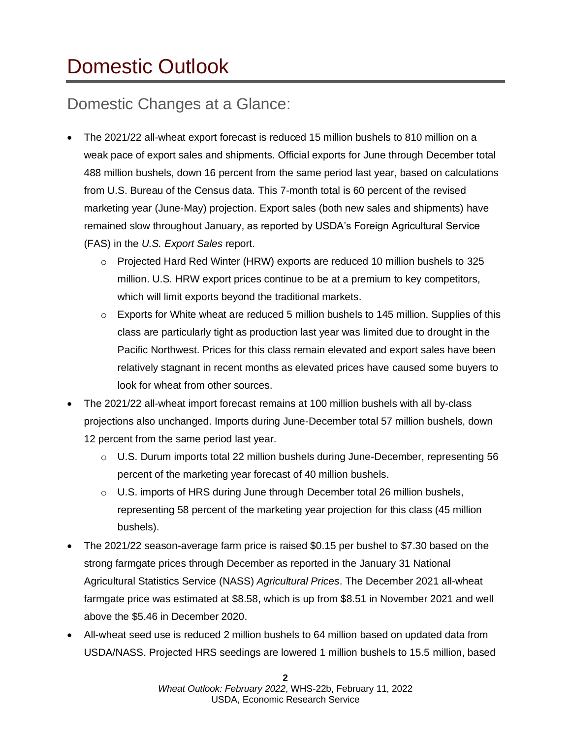# Domestic Outlook

## Domestic Changes at a Glance:

- The 2021/22 all-wheat export forecast is reduced 15 million bushels to 810 million on a weak pace of export sales and shipments. Official exports for June through December total 488 million bushels, down 16 percent from the same period last year, based on calculations from U.S. Bureau of the Census data. This 7-month total is 60 percent of the revised marketing year (June-May) projection. Export sales (both new sales and shipments) have remained slow throughout January, as reported by USDA's Foreign Agricultural Service (FAS) in the *U.S. Export Sales* report.
    - Projected Hard Red Winter (HRW) exports are reduced 10 million bushels to 325 million. U.S. HRW export prices continue to be at a premium to key competitors, which will limit exports beyond the traditional markets.
    - Exports for White wheat are reduced 5 million bushels to 145 million. Supplies of this class are particularly tight as production last year was limited due to drought in the Pacific Northwest. Prices for this class remain elevated and export sales have been relatively stagnant in recent months as elevated prices have caused some buyers to look for wheat from other sources.
- The 2021/22 all-wheat import forecast remains at 100 million bushels with all by-class projections also unchanged. Imports during June-December total 57 million bushels, down 12 percent from the same period last year.
    - U.S. Durum imports total 22 million bushels during June-December, representing 56 percent of the marketing year forecast of 40 million bushels.
    - U.S. imports of HRS during June through December total 26 million bushels, representing 58 percent of the marketing year projection for this class (45 million bushels).
- The 2021/22 season-average farm price is raised $0.15 per bushel to $7.30 based on the strong farmgate prices through December as reported in the January 31 National Agricultural Statistics Service (NASS) *Agricultural Prices*. The December 2021 all-wheat farmgate price was estimated at $8.58, which is up from $8.51 in November 2021 and well above the $5.46 in December 2020.
- All-wheat seed use is reduced 2 million bushels to 64 million based on updated data from USDA/NASS. Projected HRS seedings are lowered 1 million bushels to 15.5 million, based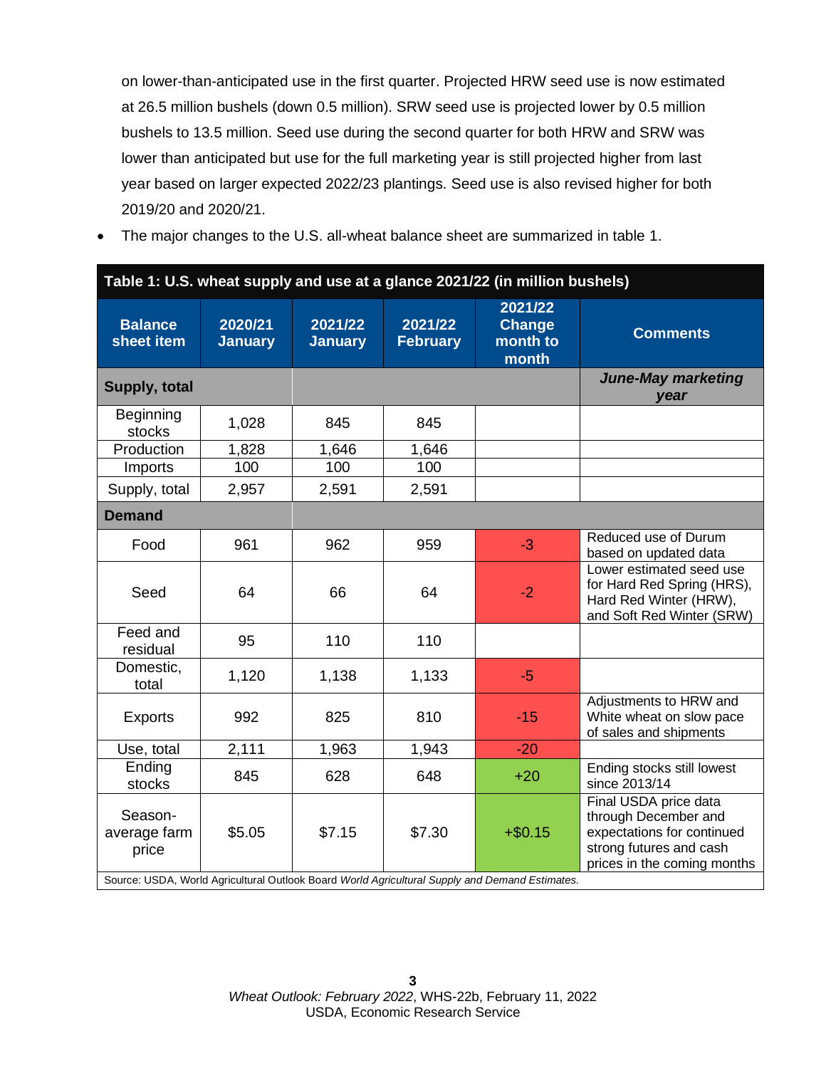on lower-than-anticipated use in the first quarter. Projected HRW seed use is now estimated at 26.5 million bushels (down 0.5 million). SRW seed use is projected lower by 0.5 million bushels to 13.5 million. Seed use during the second quarter for both HRW and SRW was lower than anticipated but use for the full marketing year is still projected higher from last year based on larger expected 2022/23 plantings. Seed use is also revised higher for both 2019/20 and 2020/21.

- The major changes to the U.S. all-wheat balance sheet are summarized in table 1.

**Table 1: U.S. wheat supply and use at a glance 2021/22 (in million bushels)**

| Balance sheet item | 2020/21 January | 2021/22 January | 2021/22 February | 2021/22 Change month to month | Comments |
|---|---|---|---|---|---|
| **Supply, total** | | | | | ***June-May marketing year*** |
| Beginning stocks | 1,028 | 845 | 845 | | |
| Production | 1,828 | 1,646 | 1,646 | | |
| Imports | 100 | 100 | 100 | | |
| Supply, total | 2,957 | 2,591 | 2,591 | | |
| **Demand** | | | | | |
| Food | 961 | 962 | 959 | -3 | Reduced use of Durum based on updated data |
| Seed | 64 | 66 | 64 | -2 | Lower estimated seed use for Hard Red Spring (HRS), Hard Red Winter (HRW), and Soft Red Winter (SRW) |
| Feed and residual | 95 | 110 | 110 | | |
| Domestic, total | 1,120 | 1,138 | 1,133 | -5 | |
| Exports | 992 | 825 | 810 | -15 | Adjustments to HRW and White wheat on slow pace of sales and shipments |
| Use, total | 2,111 | 1,963 | 1,943 | -20 | |
| Ending stocks | 845 | 628 | 648 | +20 | Ending stocks still lowest since 2013/14 |
| Season-average farm price | $5.05 | $7.15 | $7.30 | +$0.15 | Final USDA price data through December and expectations for continued strong futures and cash prices in the coming months |

Source: USDA, World Agricultural Outlook Board *World Agricultural Supply and Demand Estimates.*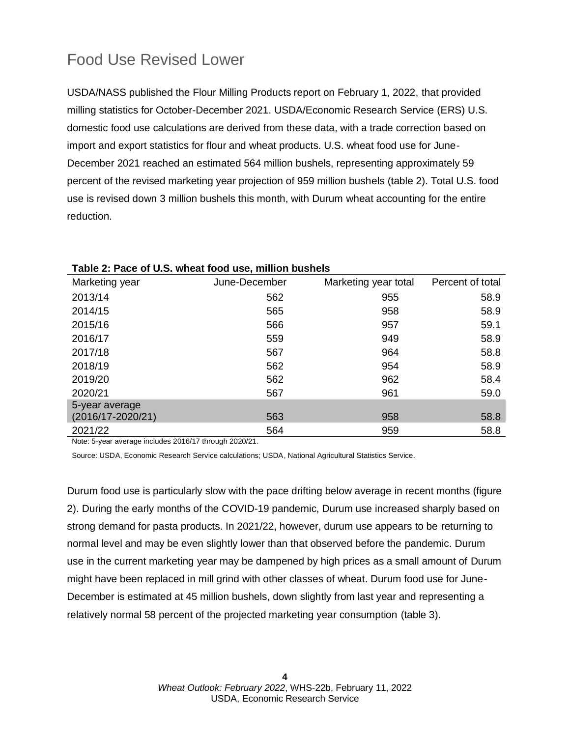# Food Use Revised Lower

USDA/NASS published the Flour Milling Products report on February 1, 2022, that provided milling statistics for October-December 2021. USDA/Economic Research Service (ERS) U.S. domestic food use calculations are derived from these data, with a trade correction based on import and export statistics for flour and wheat products. U.S. wheat food use for June-December 2021 reached an estimated 564 million bushels, representing approximately 59 percent of the revised marketing year projection of 959 million bushels (table 2). Total U.S. food use is revised down 3 million bushels this month, with Durum wheat accounting for the entire reduction.

**Table 2: Pace of U.S. wheat food use, million bushels**

| Marketing year | June-December | Marketing year total | Percent of total |
|---|---|---|---|
| 2013/14 | 562 | 955 | 58.9 |
| 2014/15 | 565 | 958 | 58.9 |
| 2015/16 | 566 | 957 | 59.1 |
| 2016/17 | 559 | 949 | 58.9 |
| 2017/18 | 567 | 964 | 58.8 |
| 2018/19 | 562 | 954 | 58.9 |
| 2019/20 | 562 | 962 | 58.4 |
| 2020/21 | 567 | 961 | 59.0 |
| 5-year average (2016/17-2020/21) | 563 | 958 | 58.8 |
| 2021/22 | 564 | 959 | 58.8 |

Note: 5-year average includes 2016/17 through 2020/21.

Source: USDA, Economic Research Service calculations; USDA, National Agricultural Statistics Service.

Durum food use is particularly slow with the pace drifting below average in recent months (figure 2). During the early months of the COVID-19 pandemic, Durum use increased sharply based on strong demand for pasta products. In 2021/22, however, durum use appears to be returning to normal level and may be even slightly lower than that observed before the pandemic. Durum use in the current marketing year may be dampened by high prices as a small amount of Durum might have been replaced in mill grind with other classes of wheat. Durum food use for June-December is estimated at 45 million bushels, down slightly from last year and representing a relatively normal 58 percent of the projected marketing year consumption (table 3).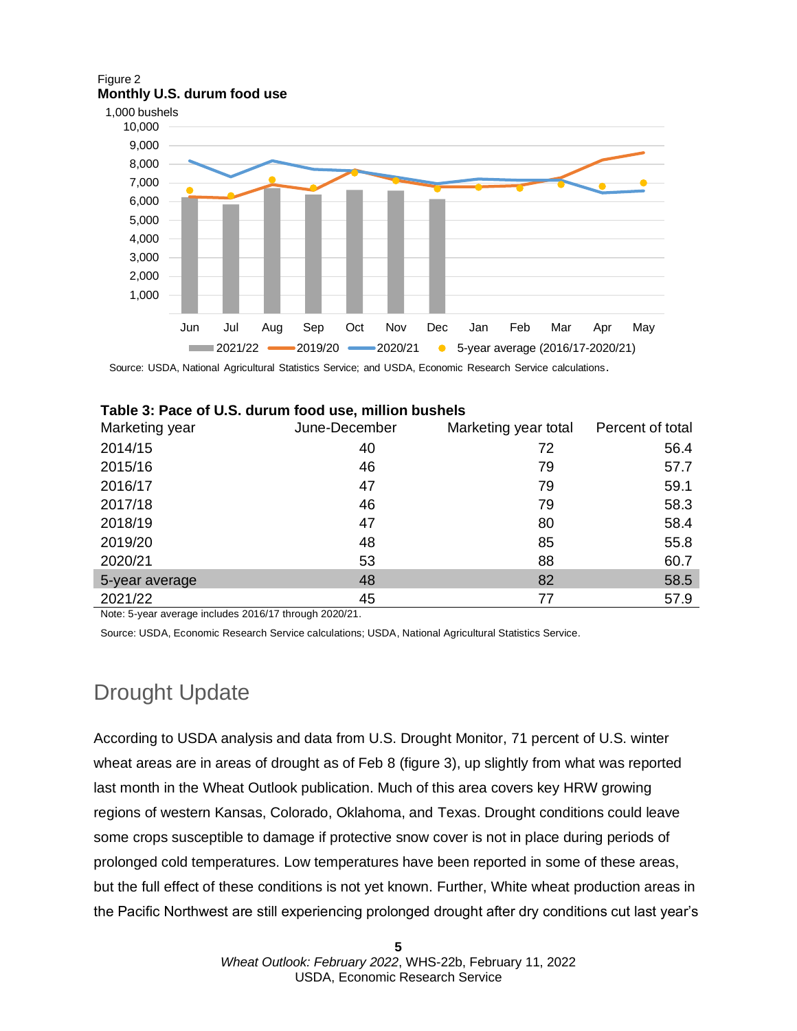Figure 2
**Monthly U.S. durum food use**

1,000 bushels

Source: USDA, National Agricultural Statistics Service; and USDA, Economic Research Service calculations.

**Table 3: Pace of U.S. durum food use, million bushels**

| Marketing year | June-December | Marketing year total | Percent of total |
|---|---|---|---|
| 2014/15 | 40 | 72 | 56.4 |
| 2015/16 | 46 | 79 | 57.7 |
| 2016/17 | 47 | 79 | 59.1 |
| 2017/18 | 46 | 79 | 58.3 |
| 2018/19 | 47 | 80 | 58.4 |
| 2019/20 | 48 | 85 | 55.8 |
| 2020/21 | 53 | 88 | 60.7 |
| 5-year average | 48 | 82 | 58.5 |
| 2021/22 | 45 | 77 | 57.9 |

Note: 5-year average includes 2016/17 through 2020/21.

Source: USDA, Economic Research Service calculations; USDA, National Agricultural Statistics Service.

## Drought Update

According to USDA analysis and data from U.S. Drought Monitor, 71 percent of U.S. winter wheat areas are in areas of drought as of Feb 8 (figure 3), up slightly from what was reported last month in the Wheat Outlook publication. Much of this area covers key HRW growing regions of western Kansas, Colorado, Oklahoma, and Texas. Drought conditions could leave some crops susceptible to damage if protective snow cover is not in place during periods of prolonged cold temperatures. Low temperatures have been reported in some of these areas, but the full effect of these conditions is not yet known. Further, White wheat production areas in the Pacific Northwest are still experiencing prolonged drought after dry conditions cut last year's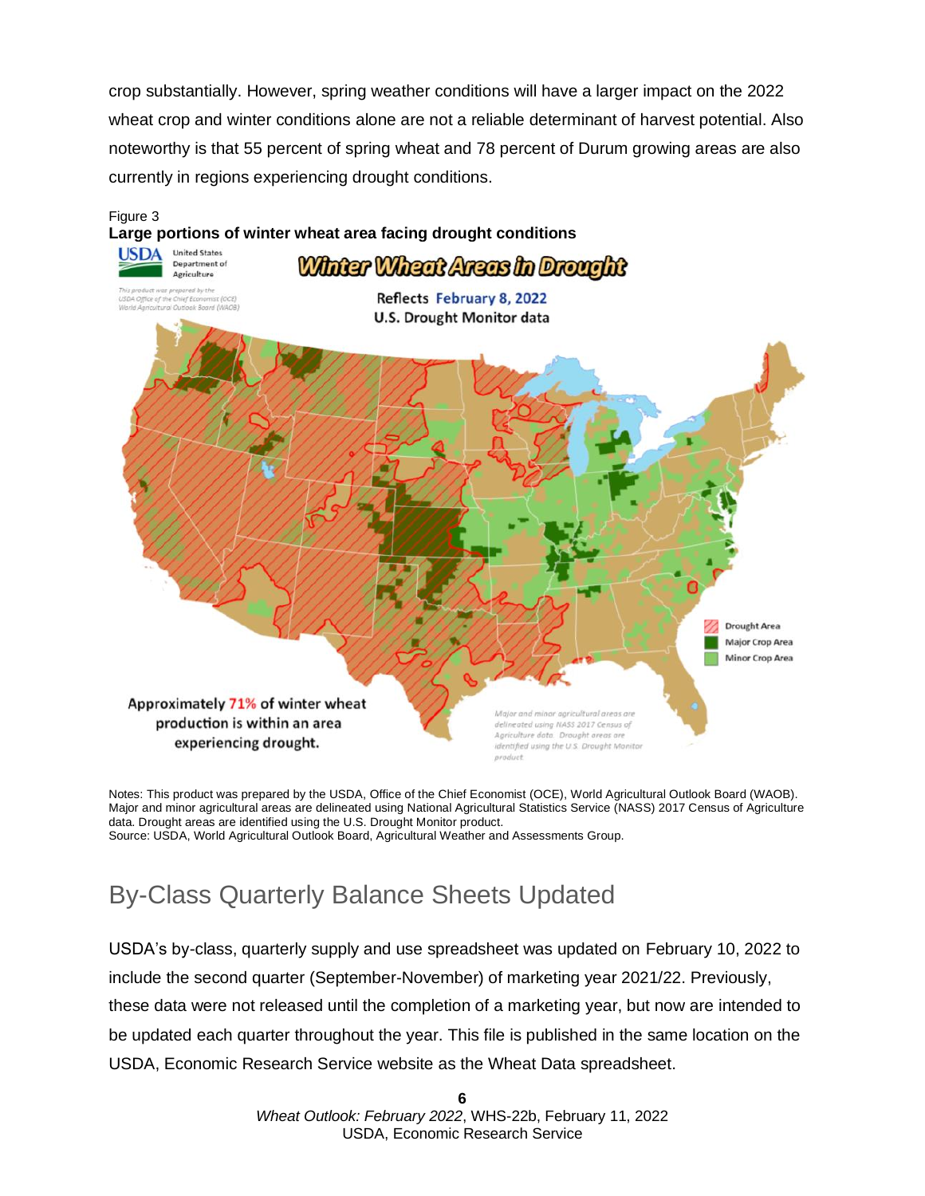crop substantially. However, spring weather conditions will have a larger impact on the 2022 wheat crop and winter conditions alone are not a reliable determinant of harvest potential. Also noteworthy is that 55 percent of spring wheat and 78 percent of Durum growing areas are also currently in regions experiencing drought conditions.

Figure 3
**Large portions of winter wheat area facing drought conditions**

Notes: This product was prepared by the USDA, Office of the Chief Economist (OCE), World Agricultural Outlook Board (WAOB). Major and minor agricultural areas are delineated using National Agricultural Statistics Service (NASS) 2017 Census of Agriculture data. Drought areas are identified using the U.S. Drought Monitor product.
Source: USDA, World Agricultural Outlook Board, Agricultural Weather and Assessments Group.

## By-Class Quarterly Balance Sheets Updated

USDA's by-class, quarterly supply and use spreadsheet was updated on February 10, 2022 to include the second quarter (September-November) of marketing year 2021/22. Previously, these data were not released until the completion of a marketing year, but now are intended to be updated each quarter throughout the year. This file is published in the same location on the USDA, Economic Research Service website as the Wheat Data spreadsheet.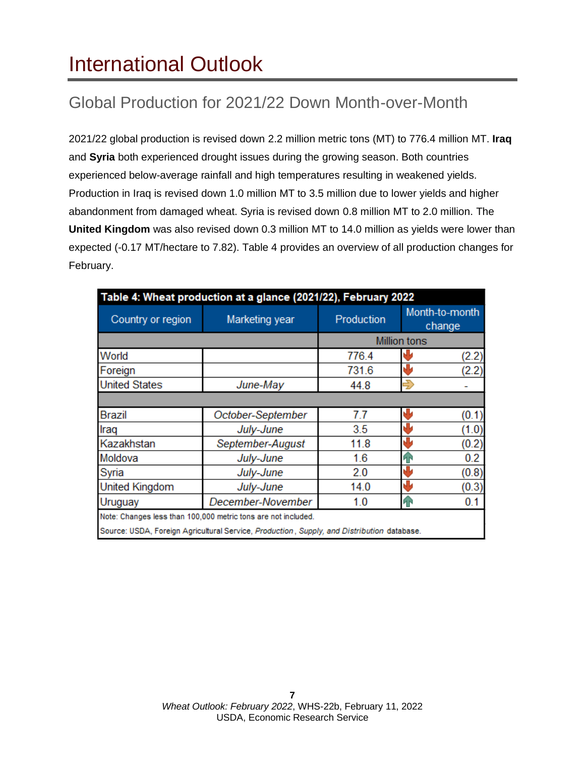# International Outlook

## Global Production for 2021/22 Down Month-over-Month

2021/22 global production is revised down 2.2 million metric tons (MT) to 776.4 million MT. **Iraq** and **Syria** both experienced drought issues during the growing season. Both countries experienced below-average rainfall and high temperatures resulting in weakened yields. Production in Iraq is revised down 1.0 million MT to 3.5 million due to lower yields and higher abandonment from damaged wheat. Syria is revised down 0.8 million MT to 2.0 million. The **United Kingdom** was also revised down 0.3 million MT to 14.0 million as yields were lower than expected (-0.17 MT/hectare to 7.82). Table 4 provides an overview of all production changes for February.

**Table 4: Wheat production at a glance (2021/22), February 2022**

| Country or region | Marketing year | Production | Month-to-month change |
|---|---|---|---|
| | | Million tons | |
| World | | 776.4 | (2.2) |
| Foreign | | 731.6 | (2.2) |
| United States | *June-May* | 44.8 | - |
| | | | |
| Brazil | *October-September* | 7.7 | (0.1) |
| Iraq | *July-June* | 3.5 | (1.0) |
| Kazakhstan | *September-August* | 11.8 | (0.2) |
| Moldova | *July-June* | 1.6 | 0.2 |
| Syria | *July-June* | 2.0 | (0.8) |
| United Kingdom | *July-June* | 14.0 | (0.3) |
| Uruguay | *December-November* | 1.0 | 0.1 |

Note: Changes less than 100,000 metric tons are not included.

Source: USDA, Foreign Agricultural Service, *Production, Supply, and Distribution* database.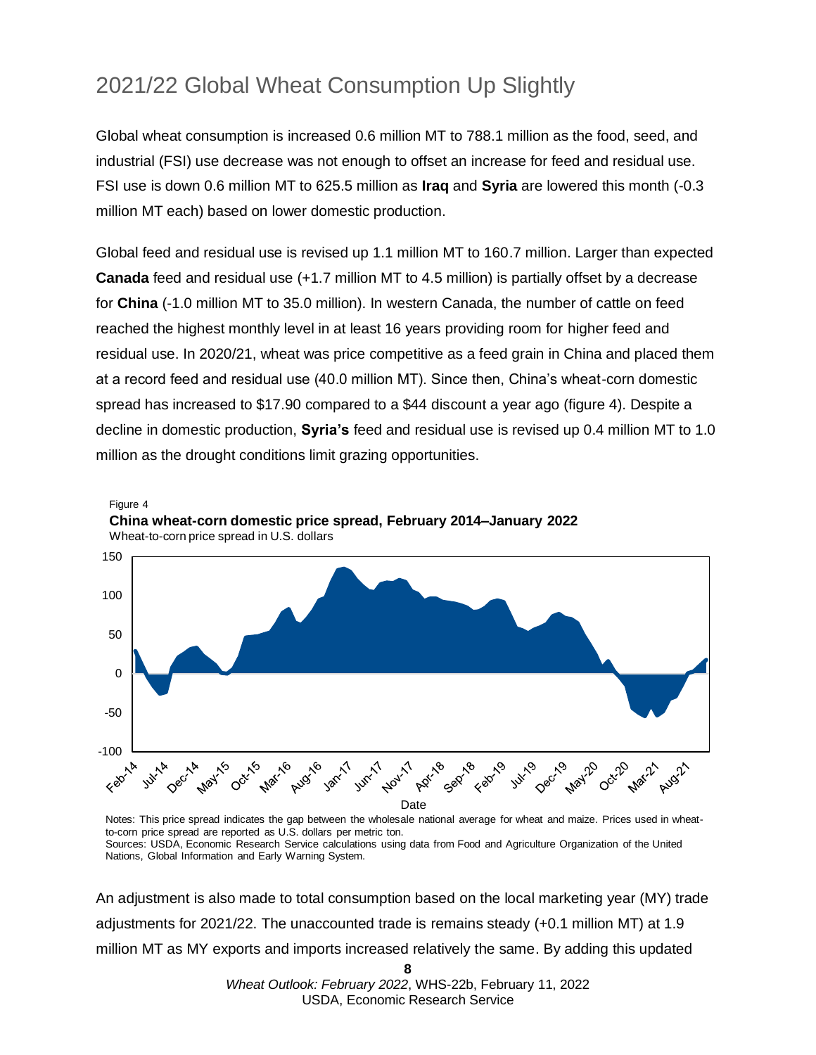# 2021/22 Global Wheat Consumption Up Slightly

Global wheat consumption is increased 0.6 million MT to 788.1 million as the food, seed, and industrial (FSI) use decrease was not enough to offset an increase for feed and residual use. FSI use is down 0.6 million MT to 625.5 million as **Iraq** and **Syria** are lowered this month (-0.3 million MT each) based on lower domestic production.

Global feed and residual use is revised up 1.1 million MT to 160.7 million. Larger than expected **Canada** feed and residual use (+1.7 million MT to 4.5 million) is partially offset by a decrease for **China** (-1.0 million MT to 35.0 million). In western Canada, the number of cattle on feed reached the highest monthly level in at least 16 years providing room for higher feed and residual use. In 2020/21, wheat was price competitive as a feed grain in China and placed them at a record feed and residual use (40.0 million MT). Since then, China's wheat-corn domestic spread has increased to $17.90 compared to a $44 discount a year ago (figure 4). Despite a decline in domestic production, **Syria's** feed and residual use is revised up 0.4 million MT to 1.0 million as the drought conditions limit grazing opportunities.

Figure 4

**China wheat-corn domestic price spread, February 2014–January 2022**

Wheat-to-corn price spread in U.S. dollars

Notes: This price spread indicates the gap between the wholesale national average for wheat and maize. Prices used in wheat-to-corn price spread are reported as U.S. dollars per metric ton.

Sources: USDA, Economic Research Service calculations using data from Food and Agriculture Organization of the United Nations, Global Information and Early Warning System.

An adjustment is also made to total consumption based on the local marketing year (MY) trade adjustments for 2021/22. The unaccounted trade is remains steady (+0.1 million MT) at 1.9 million MT as MY exports and imports increased relatively the same. By adding this updated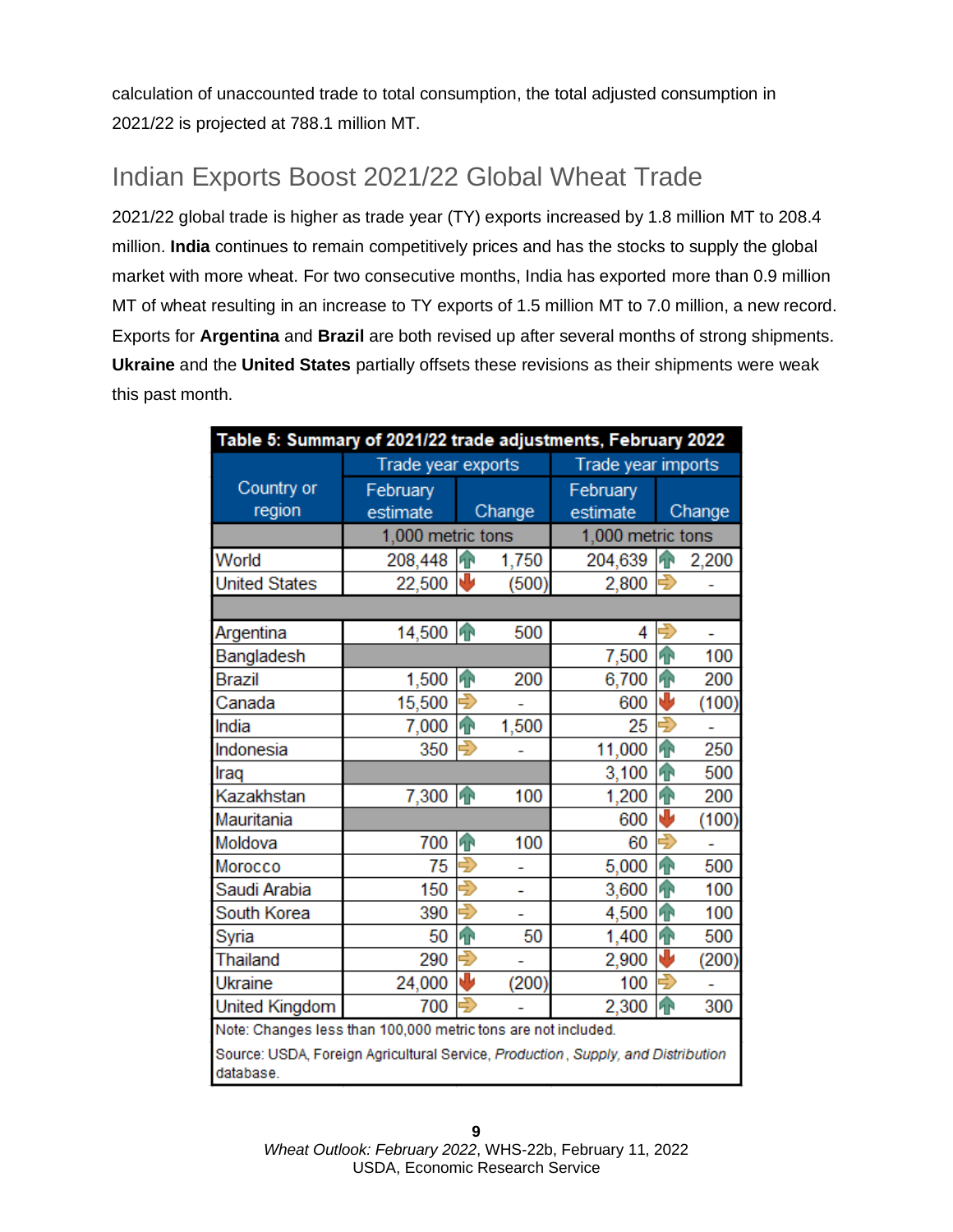calculation of unaccounted trade to total consumption, the total adjusted consumption in 2021/22 is projected at 788.1 million MT.

## Indian Exports Boost 2021/22 Global Wheat Trade

2021/22 global trade is higher as trade year (TY) exports increased by 1.8 million MT to 208.4 million. **India** continues to remain competitively prices and has the stocks to supply the global market with more wheat. For two consecutive months, India has exported more than 0.9 million MT of wheat resulting in an increase to TY exports of 1.5 million MT to 7.0 million, a new record. Exports for **Argentina** and **Brazil** are both revised up after several months of strong shipments. **Ukraine** and the **United States** partially offsets these revisions as their shipments were weak this past month.

| Table 5: Summary of 2021/22 trade adjustments, February 2022 | | | | |
|---|---|---|---|---|
| Country or region | Trade year exports | | Trade year imports | |
| | February estimate | Change | February estimate | Change |
| | 1,000 metric tons | | 1,000 metric tons | |
| World | 208,448 | 1,750 | 204,639 | 2,200 |
| United States | 22,500 | (500) | 2,800 | - |
| | | | | |
| Argentina | 14,500 | 500 | 4 | - |
| Bangladesh | | | 7,500 | 100 |
| Brazil | 1,500 | 200 | 6,700 | 200 |
| Canada | 15,500 | - | 600 | (100) |
| India | 7,000 | 1,500 | 25 | - |
| Indonesia | 350 | - | 11,000 | 250 |
| Iraq | | | 3,100 | 500 |
| Kazakhstan | 7,300 | 100 | 1,200 | 200 |
| Mauritania | | | 600 | (100) |
| Moldova | 700 | 100 | 60 | - |
| Morocco | 75 | - | 5,000 | 500 |
| Saudi Arabia | 150 | - | 3,600 | 100 |
| South Korea | 390 | - | 4,500 | 100 |
| Syria | 50 | 50 | 1,400 | 500 |
| Thailand | 290 | - | 2,900 | (200) |
| Ukraine | 24,000 | (200) | 100 | - |
| United Kingdom | 700 | - | 2,300 | 300 |

Note: Changes less than 100,000 metric tons are not included.

Source: USDA, Foreign Agricultural Service, *Production, Supply, and Distribution* database.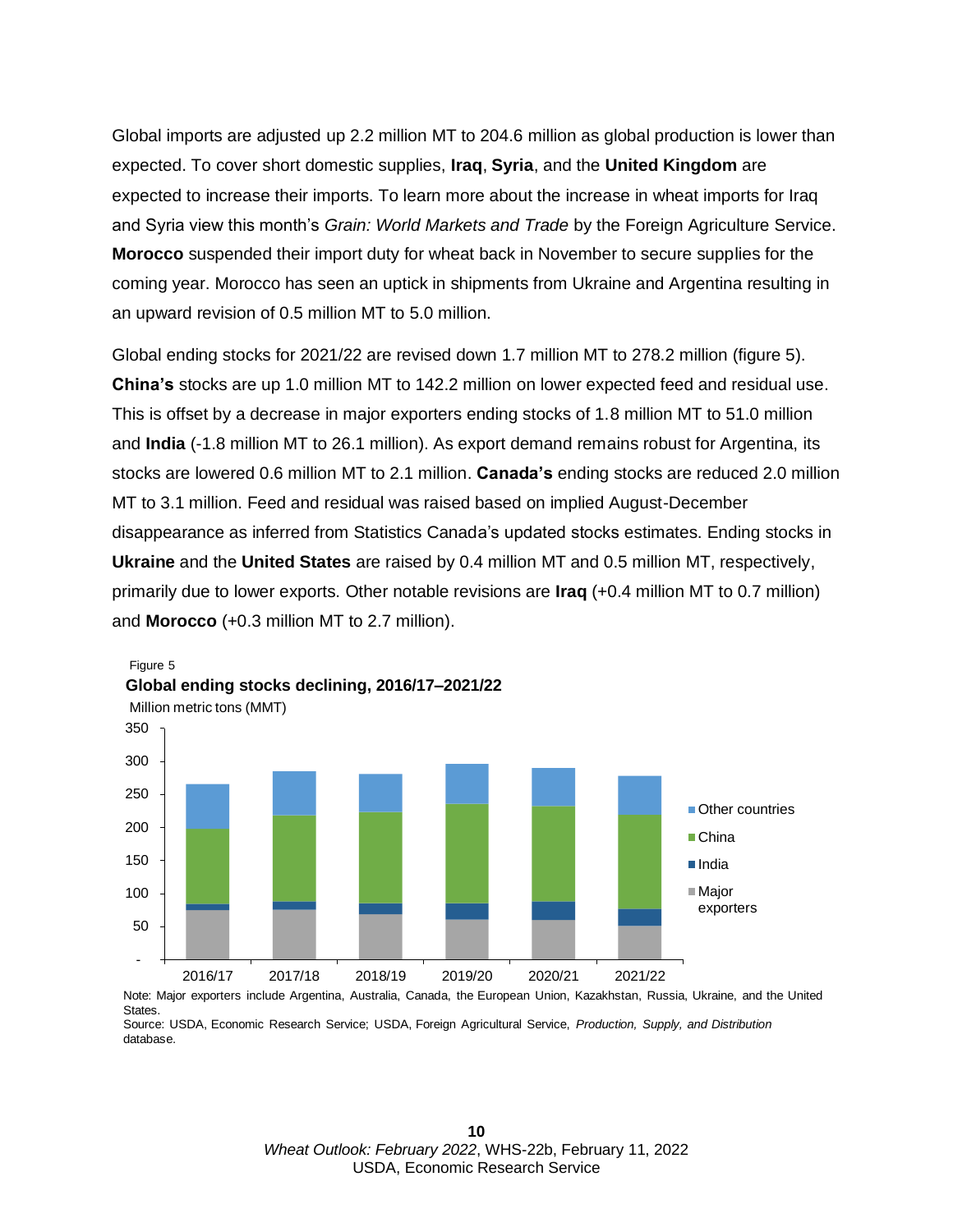Global imports are adjusted up 2.2 million MT to 204.6 million as global production is lower than expected. To cover short domestic supplies, **Iraq**, **Syria**, and the **United Kingdom** are expected to increase their imports. To learn more about the increase in wheat imports for Iraq and Syria view this month's *Grain: World Markets and Trade* by the Foreign Agriculture Service. **Morocco** suspended their import duty for wheat back in November to secure supplies for the coming year. Morocco has seen an uptick in shipments from Ukraine and Argentina resulting in an upward revision of 0.5 million MT to 5.0 million.

Global ending stocks for 2021/22 are revised down 1.7 million MT to 278.2 million (figure 5). **China's** stocks are up 1.0 million MT to 142.2 million on lower expected feed and residual use. This is offset by a decrease in major exporters ending stocks of 1.8 million MT to 51.0 million and **India** (-1.8 million MT to 26.1 million). As export demand remains robust for Argentina, its stocks are lowered 0.6 million MT to 2.1 million. **Canada's** ending stocks are reduced 2.0 million MT to 3.1 million. Feed and residual was raised based on implied August-December disappearance as inferred from Statistics Canada's updated stocks estimates. Ending stocks in **Ukraine** and the **United States** are raised by 0.4 million MT and 0.5 million MT, respectively, primarily due to lower exports. Other notable revisions are **Iraq** (+0.4 million MT to 0.7 million) and **Morocco** (+0.3 million MT to 2.7 million).

Figure 5

**Global ending stocks declining, 2016/17–2021/22**

Million metric tons (MMT)

Note: Major exporters include Argentina, Australia, Canada, the European Union, Kazakhstan, Russia, Ukraine, and the United States.

Source: USDA, Economic Research Service; USDA, Foreign Agricultural Service, *Production, Supply, and Distribution* database.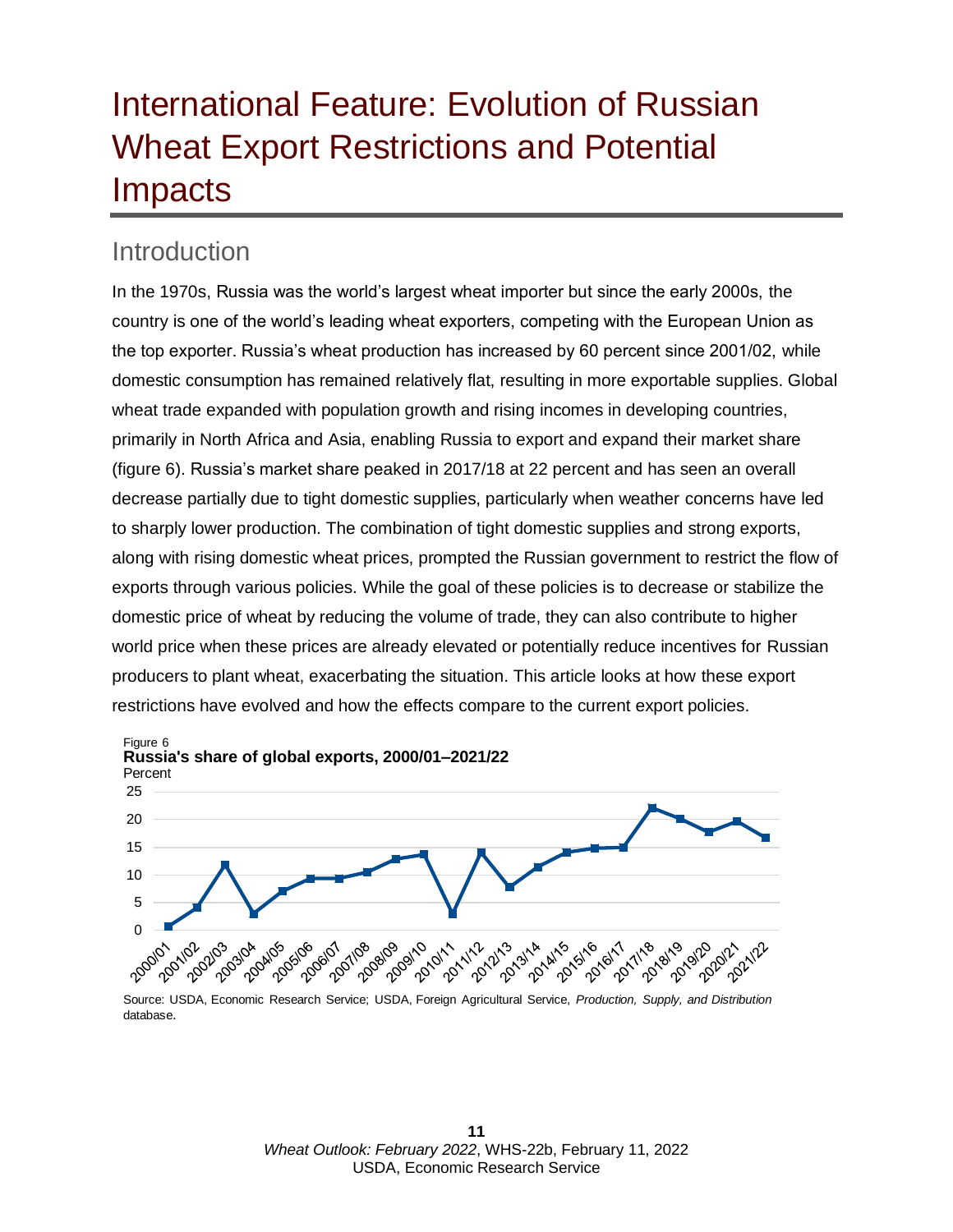# International Feature: Evolution of Russian Wheat Export Restrictions and Potential Impacts

## Introduction

In the 1970s, Russia was the world's largest wheat importer but since the early 2000s, the country is one of the world's leading wheat exporters, competing with the European Union as the top exporter. Russia's wheat production has increased by 60 percent since 2001/02, while domestic consumption has remained relatively flat, resulting in more exportable supplies. Global wheat trade expanded with population growth and rising incomes in developing countries, primarily in North Africa and Asia, enabling Russia to export and expand their market share (figure 6). Russia's market share peaked in 2017/18 at 22 percent and has seen an overall decrease partially due to tight domestic supplies, particularly when weather concerns have led to sharply lower production. The combination of tight domestic supplies and strong exports, along with rising domestic wheat prices, prompted the Russian government to restrict the flow of exports through various policies. While the goal of these policies is to decrease or stabilize the domestic price of wheat by reducing the volume of trade, they can also contribute to higher world price when these prices are already elevated or potentially reduce incentives for Russian producers to plant wheat, exacerbating the situation. This article looks at how these export restrictions have evolved and how the effects compare to the current export policies.

Figure 6
**Russia's share of global exports, 2000/01–2021/22**
Percent

Source: USDA, Economic Research Service; USDA, Foreign Agricultural Service, *Production, Supply, and Distribution* database.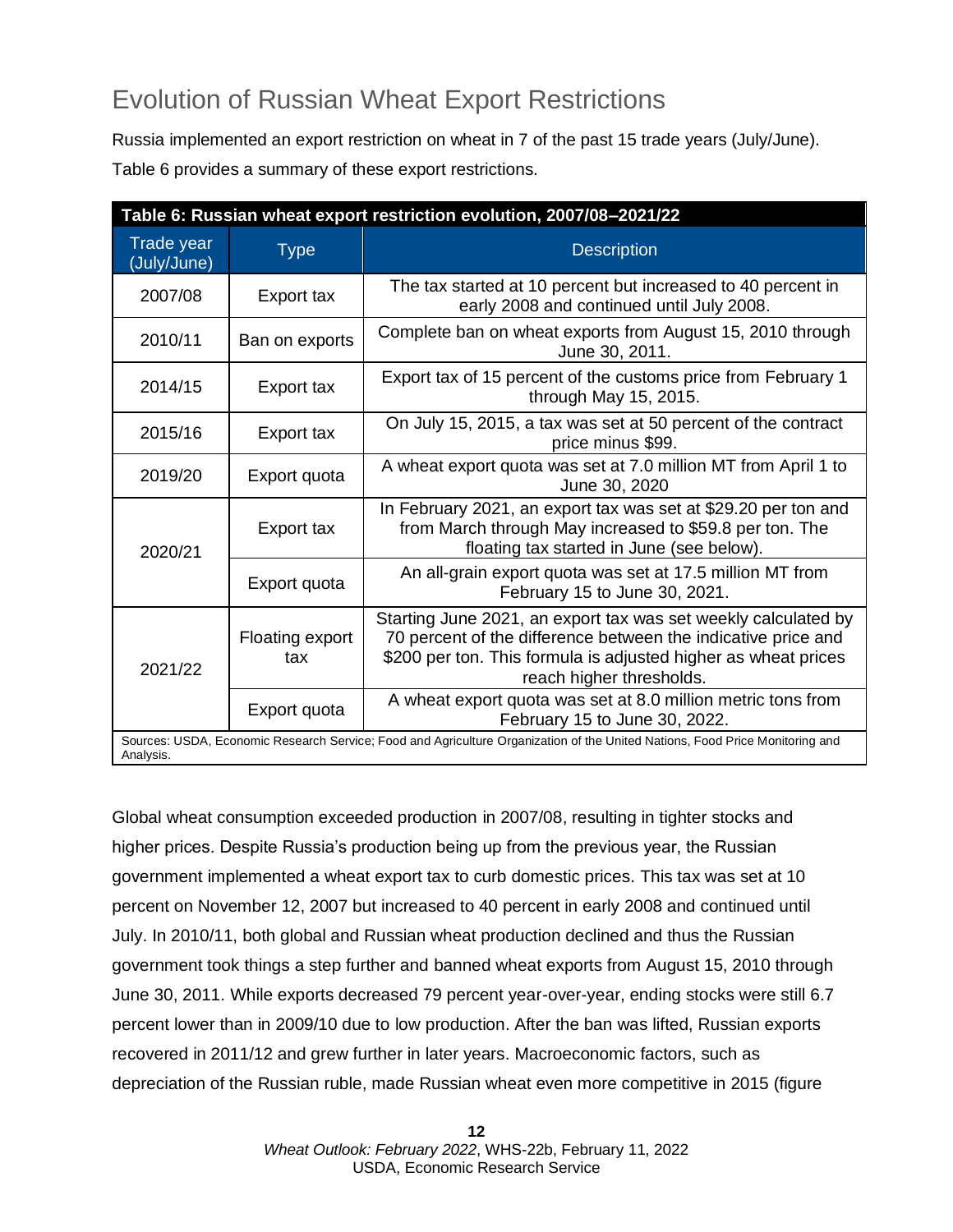## Evolution of Russian Wheat Export Restrictions

Russia implemented an export restriction on wheat in 7 of the past 15 trade years (July/June). Table 6 provides a summary of these export restrictions.

**Table 6: Russian wheat export restriction evolution, 2007/08–2021/22**

| Trade year (July/June) | Type | Description |
|---|---|---|
| 2007/08 | Export tax | The tax started at 10 percent but increased to 40 percent in early 2008 and continued until July 2008. |
| 2010/11 | Ban on exports | Complete ban on wheat exports from August 15, 2010 through June 30, 2011. |
| 2014/15 | Export tax | Export tax of 15 percent of the customs price from February 1 through May 15, 2015. |
| 2015/16 | Export tax | On July 15, 2015, a tax was set at 50 percent of the contract price minus $99. |
| 2019/20 | Export quota | A wheat export quota was set at 7.0 million MT from April 1 to June 30, 2020 |
| 2020/21 | Export tax | In February 2021, an export tax was set at $29.20 per ton and from March through May increased to $59.8 per ton. The floating tax started in June (see below). |
| | Export quota | An all-grain export quota was set at 17.5 million MT from February 15 to June 30, 2021. |
| 2021/22 | Floating export tax | Starting June 2021, an export tax was set weekly calculated by 70 percent of the difference between the indicative price and $200 per ton. This formula is adjusted higher as wheat prices reach higher thresholds. |
| | Export quota | A wheat export quota was set at 8.0 million metric tons from February 15 to June 30, 2022. |

Sources: USDA, Economic Research Service; Food and Agriculture Organization of the United Nations, Food Price Monitoring and Analysis.

Global wheat consumption exceeded production in 2007/08, resulting in tighter stocks and higher prices. Despite Russia's production being up from the previous year, the Russian government implemented a wheat export tax to curb domestic prices. This tax was set at 10 percent on November 12, 2007 but increased to 40 percent in early 2008 and continued until July. In 2010/11, both global and Russian wheat production declined and thus the Russian government took things a step further and banned wheat exports from August 15, 2010 through June 30, 2011. While exports decreased 79 percent year-over-year, ending stocks were still 6.7 percent lower than in 2009/10 due to low production. After the ban was lifted, Russian exports recovered in 2011/12 and grew further in later years. Macroeconomic factors, such as depreciation of the Russian ruble, made Russian wheat even more competitive in 2015 (figure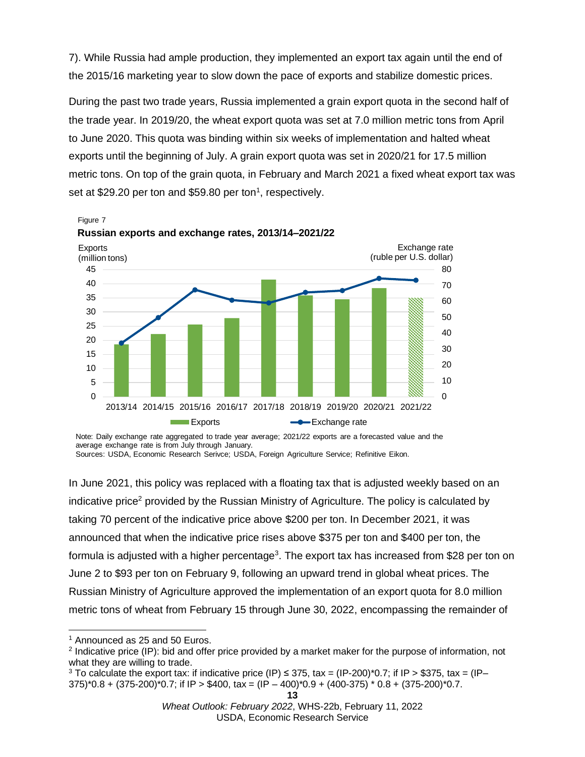7). While Russia had ample production, they implemented an export tax again until the end of the 2015/16 marketing year to slow down the pace of exports and stabilize domestic prices.

During the past two trade years, Russia implemented a grain export quota in the second half of the trade year. In 2019/20, the wheat export quota was set at 7.0 million metric tons from April to June 2020. This quota was binding within six weeks of implementation and halted wheat exports until the beginning of July. A grain export quota was set in 2020/21 for 17.5 million metric tons. On top of the grain quota, in February and March 2021 a fixed wheat export tax was set at $29.20 per ton and $59.80 per ton[1], respectively.

Figure 7

**Russian exports and exchange rates, 2013/14–2021/22**

Note: Daily exchange rate aggregated to trade year average; 2021/22 exports are a forecasted value and the average exchange rate is from July through January.
Sources: USDA, Economic Research Serivce; USDA, Foreign Agriculture Service; Refinitive Eikon.

In June 2021, this policy was replaced with a floating tax that is adjusted weekly based on an indicative price[2] provided by the Russian Ministry of Agriculture. The policy is calculated by taking 70 percent of the indicative price above $200 per ton. In December 2021, it was announced that when the indicative price rises above $375 per ton and $400 per ton, the formula is adjusted with a higher percentage[3]. The export tax has increased from $28 per ton on June 2 to $93 per ton on February 9, following an upward trend in global wheat prices. The Russian Ministry of Agriculture approved the implementation of an export quota for 8.0 million metric tons of wheat from February 15 through June 30, 2022, encompassing the remainder of

[1] Announced as 25 and 50 Euros.

[2] Indicative price (IP): bid and offer price provided by a market maker for the purpose of information, not what they are willing to trade.

[3] To calculate the export tax: if indicative price (IP) ≤ 375, tax = (IP-200)*0.7; if IP > $375, tax = (IP–375)*0.8 + (375-200)*0.7; if IP > $400, tax = (IP – 400)*0.9 + (400-375) * 0.8 + (375-200)*0.7.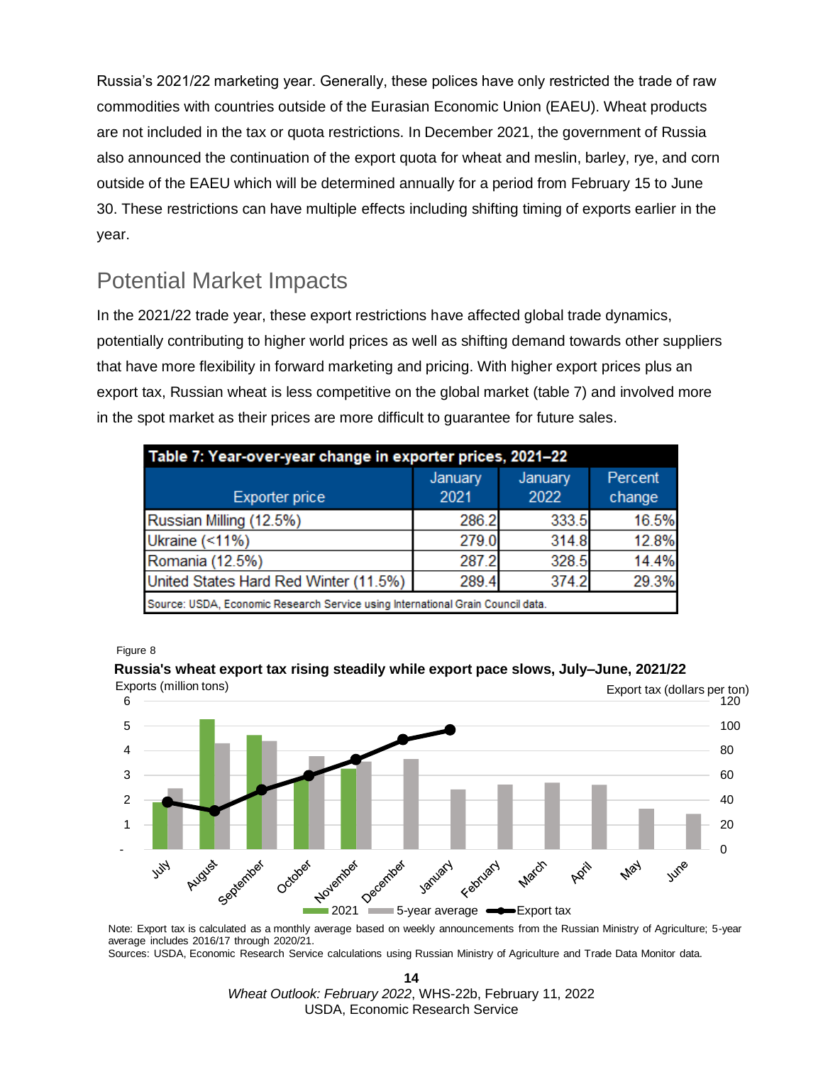Russia's 2021/22 marketing year. Generally, these polices have only restricted the trade of raw commodities with countries outside of the Eurasian Economic Union (EAEU). Wheat products are not included in the tax or quota restrictions. In December 2021, the government of Russia also announced the continuation of the export quota for wheat and meslin, barley, rye, and corn outside of the EAEU which will be determined annually for a period from February 15 to June 30. These restrictions can have multiple effects including shifting timing of exports earlier in the year.

## Potential Market Impacts

In the 2021/22 trade year, these export restrictions have affected global trade dynamics, potentially contributing to higher world prices as well as shifting demand towards other suppliers that have more flexibility in forward marketing and pricing. With higher export prices plus an export tax, Russian wheat is less competitive on the global market (table 7) and involved more in the spot market as their prices are more difficult to guarantee for future sales.

**Table 7: Year-over-year change in exporter prices, 2021–22**

| Exporter price | January 2021 | January 2022 | Percent change |
|---|---|---|---|
| Russian Milling (12.5%) | 286.2 | 333.5 | 16.5% |
| Ukraine (<11%) | 279.0 | 314.8 | 12.8% |
| Romania (12.5%) | 287.2 | 328.5 | 14.4% |
| United States Hard Red Winter (11.5%) | 289.4 | 374.2 | 29.3% |

Source: USDA, Economic Research Service using International Grain Council data.

Figure 8

**Russia's wheat export tax rising steadily while export pace slows, July–June, 2021/22**

Note: Export tax is calculated as a monthly average based on weekly announcements from the Russian Ministry of Agriculture; 5-year average includes 2016/17 through 2020/21.

Sources: USDA, Economic Research Service calculations using Russian Ministry of Agriculture and Trade Data Monitor data.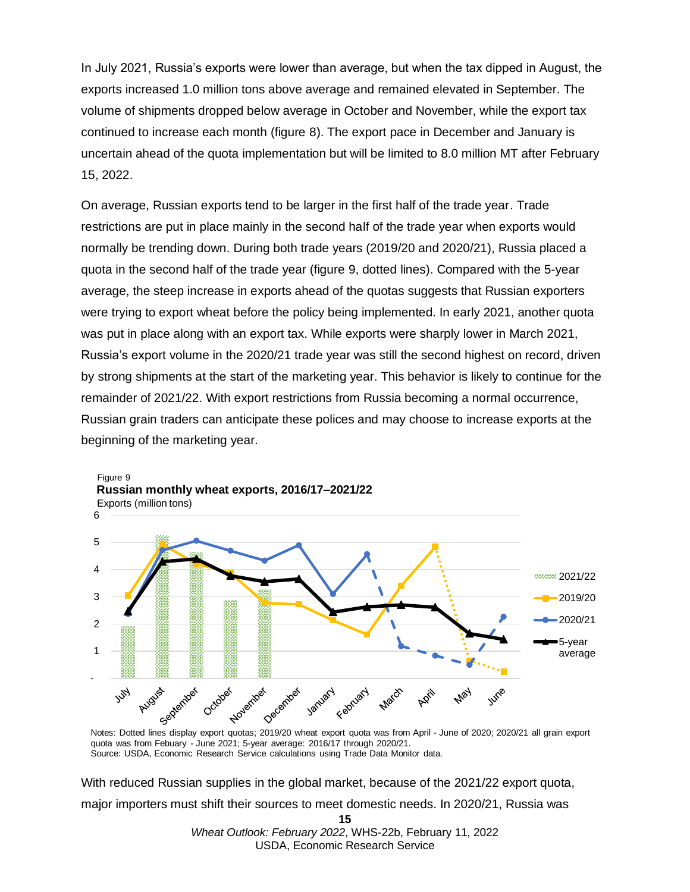In July 2021, Russia's exports were lower than average, but when the tax dipped in August, the exports increased 1.0 million tons above average and remained elevated in September. The volume of shipments dropped below average in October and November, while the export tax continued to increase each month (figure 8). The export pace in December and January is uncertain ahead of the quota implementation but will be limited to 8.0 million MT after February 15, 2022.

On average, Russian exports tend to be larger in the first half of the trade year. Trade restrictions are put in place mainly in the second half of the trade year when exports would normally be trending down. During both trade years (2019/20 and 2020/21), Russia placed a quota in the second half of the trade year (figure 9, dotted lines). Compared with the 5-year average, the steep increase in exports ahead of the quotas suggests that Russian exporters were trying to export wheat before the policy being implemented. In early 2021, another quota was put in place along with an export tax. While exports were sharply lower in March 2021, Russia's export volume in the 2020/21 trade year was still the second highest on record, driven by strong shipments at the start of the marketing year. This behavior is likely to continue for the remainder of 2021/22. With export restrictions from Russia becoming a normal occurrence, Russian grain traders can anticipate these polices and may choose to increase exports at the beginning of the marketing year.

Figure 9
**Russian monthly wheat exports, 2016/17–2021/22**
Exports (million tons)

Notes: Dotted lines display export quotas; 2019/20 wheat export quota was from April - June of 2020; 2020/21 all grain export quota was from Febuary - June 2021; 5-year average: 2016/17 through 2020/21.
Source: USDA, Economic Research Service calculations using Trade Data Monitor data.

With reduced Russian supplies in the global market, because of the 2021/22 export quota, major importers must shift their sources to meet domestic needs. In 2020/21, Russia was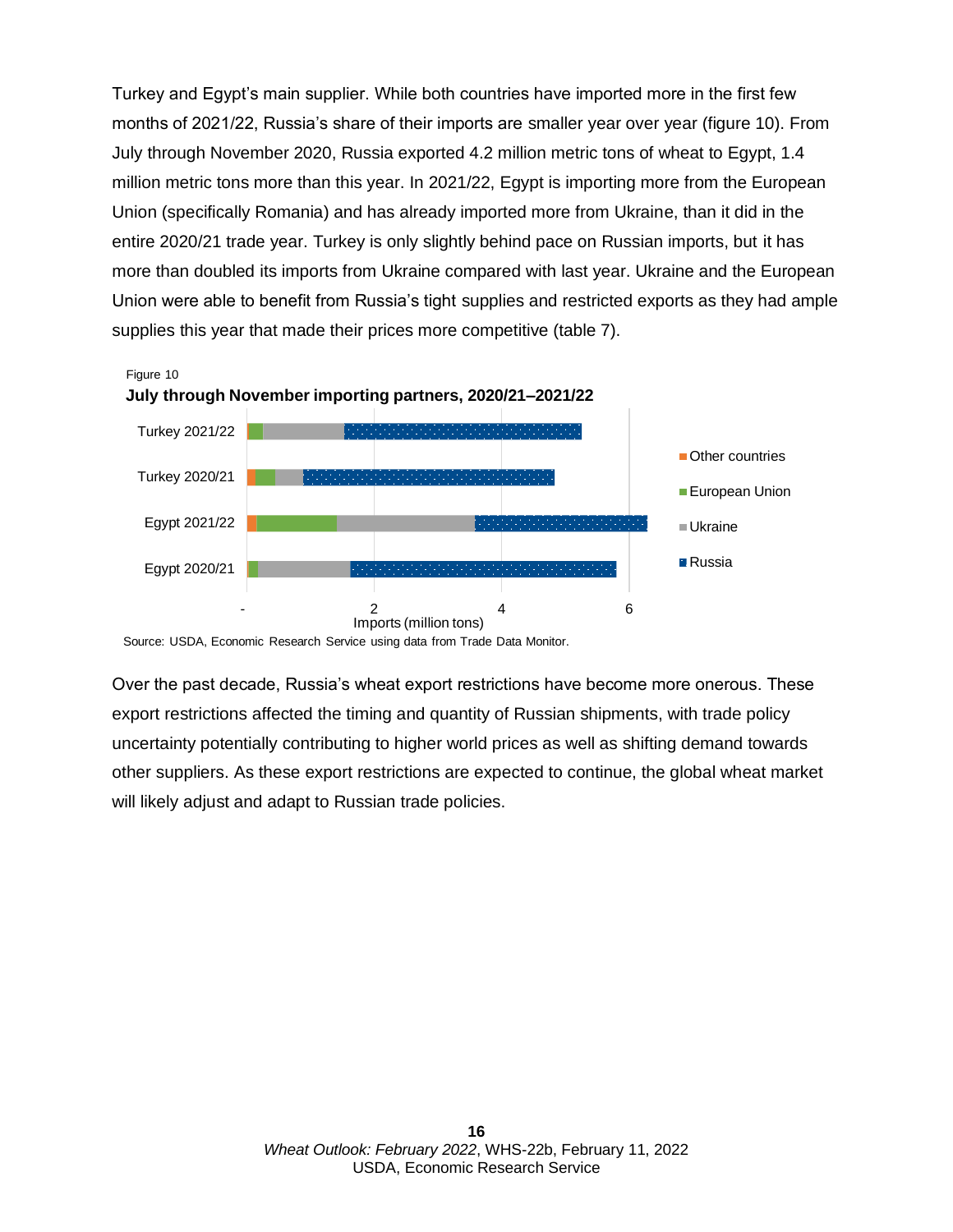Turkey and Egypt's main supplier. While both countries have imported more in the first few months of 2021/22, Russia's share of their imports are smaller year over year (figure 10). From July through November 2020, Russia exported 4.2 million metric tons of wheat to Egypt, 1.4 million metric tons more than this year. In 2021/22, Egypt is importing more from the European Union (specifically Romania) and has already imported more from Ukraine, than it did in the entire 2020/21 trade year. Turkey is only slightly behind pace on Russian imports, but it has more than doubled its imports from Ukraine compared with last year. Ukraine and the European Union were able to benefit from Russia's tight supplies and restricted exports as they had ample supplies this year that made their prices more competitive (table 7).

Figure 10

**July through November importing partners, 2020/21–2021/22**

Source: USDA, Economic Research Service using data from Trade Data Monitor.

Over the past decade, Russia's wheat export restrictions have become more onerous. These export restrictions affected the timing and quantity of Russian shipments, with trade policy uncertainty potentially contributing to higher world prices as well as shifting demand towards other suppliers. As these export restrictions are expected to continue, the global wheat market will likely adjust and adapt to Russian trade policies.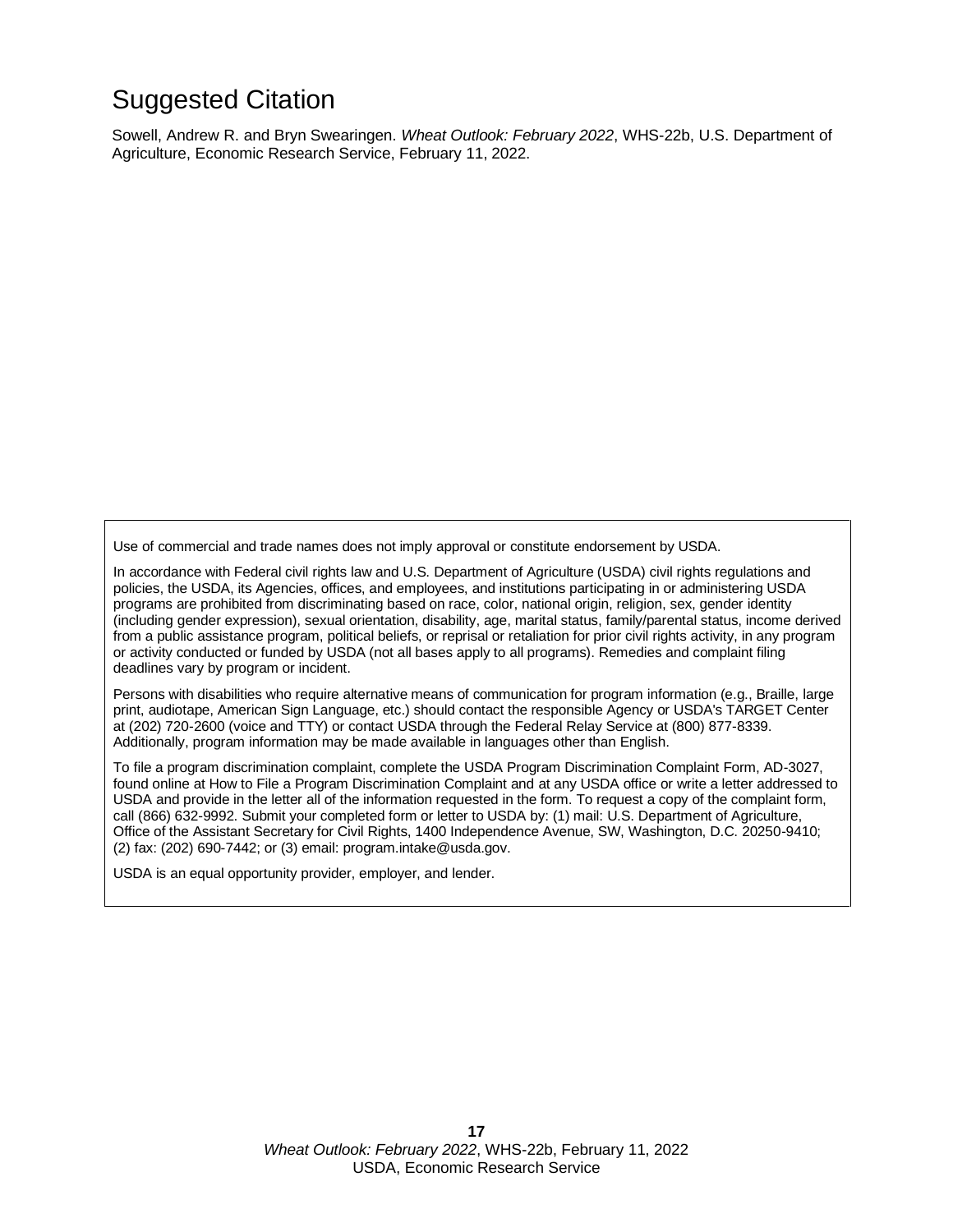# Suggested Citation

Sowell, Andrew R. and Bryn Swearingen. *Wheat Outlook: February 2022*, WHS-22b, U.S. Department of Agriculture, Economic Research Service, February 11, 2022.

Use of commercial and trade names does not imply approval or constitute endorsement by USDA.

In accordance with Federal civil rights law and U.S. Department of Agriculture (USDA) civil rights regulations and policies, the USDA, its Agencies, offices, and employees, and institutions participating in or administering USDA programs are prohibited from discriminating based on race, color, national origin, religion, sex, gender identity (including gender expression), sexual orientation, disability, age, marital status, family/parental status, income derived from a public assistance program, political beliefs, or reprisal or retaliation for prior civil rights activity, in any program or activity conducted or funded by USDA (not all bases apply to all programs). Remedies and complaint filing deadlines vary by program or incident.

Persons with disabilities who require alternative means of communication for program information (e.g., Braille, large print, audiotape, American Sign Language, etc.) should contact the responsible Agency or USDA's TARGET Center at (202) 720-2600 (voice and TTY) or contact USDA through the Federal Relay Service at (800) 877-8339. Additionally, program information may be made available in languages other than English.

To file a program discrimination complaint, complete the USDA Program Discrimination Complaint Form, AD-3027, found online at How to File a Program Discrimination Complaint and at any USDA office or write a letter addressed to USDA and provide in the letter all of the information requested in the form. To request a copy of the complaint form, call (866) 632-9992. Submit your completed form or letter to USDA by: (1) mail: U.S. Department of Agriculture, Office of the Assistant Secretary for Civil Rights, 1400 Independence Avenue, SW, Washington, D.C. 20250-9410; (2) fax: (202) 690-7442; or (3) email: program.intake@usda.gov.

USDA is an equal opportunity provider, employer, and lender.